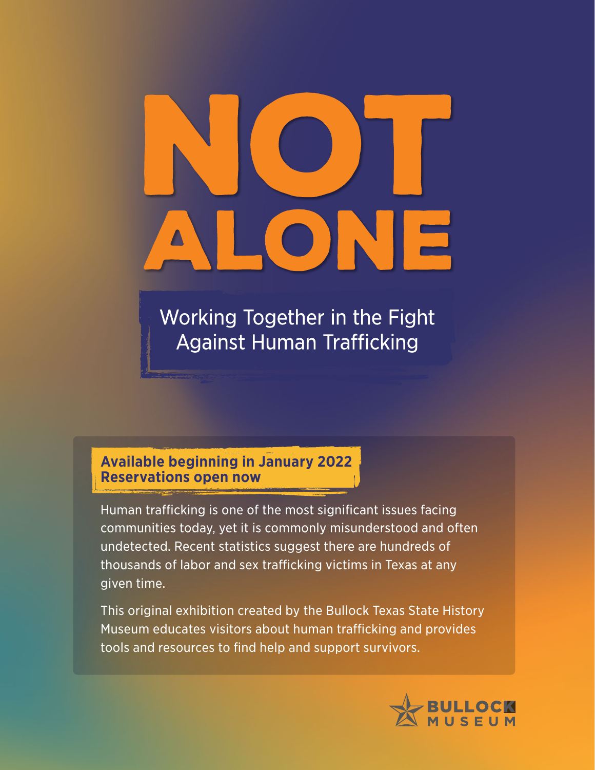# NOT ALONE

## Working Together in the Fight Against Human Trafficking

**Available beginning in January 2022**
**Reservations open now**

Human trafficking is one of the most significant issues facing communities today, yet it is commonly misunderstood and often undetected. Recent statistics suggest there are hundreds of thousands of labor and sex trafficking victims in Texas at any given time.

This original exhibition created by the Bullock Texas State History Museum educates visitors about human trafficking and provides tools and resources to find help and support survivors.

BULLOCK MUSEUM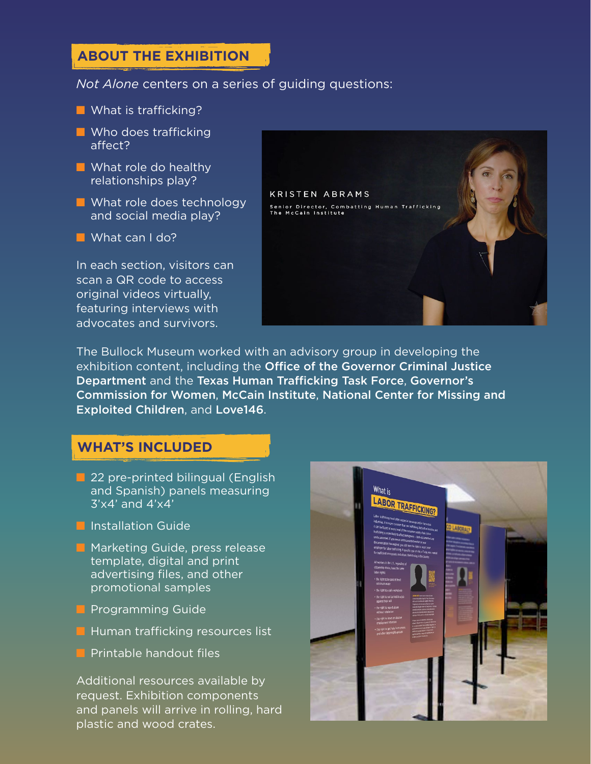## ABOUT THE EXHIBITION

*Not Alone* centers on a series of guiding questions:

- What is trafficking?
- Who does trafficking affect?
- What role do healthy relationships play?
- What role does technology and social media play?
- What can I do?

In each section, visitors can scan a QR code to access original videos virtually, featuring interviews with advocates and survivors.

The Bullock Museum worked with an advisory group in developing the exhibition content, including the **Office of the Governor Criminal Justice Department** and the **Texas Human Trafficking Task Force**, **Governor's Commission for Women**, **McCain Institute**, **National Center for Missing and Exploited Children**, and **Love146**.

## WHAT'S INCLUDED

- 22 pre-printed bilingual (English and Spanish) panels measuring 3'x4' and 4'x4'
- Installation Guide
- Marketing Guide, press release template, digital and print advertising files, and other promotional samples
- Programming Guide
- Human trafficking resources list
- Printable handout files

Additional resources available by request. Exhibition components and panels will arrive in rolling, hard plastic and wood crates.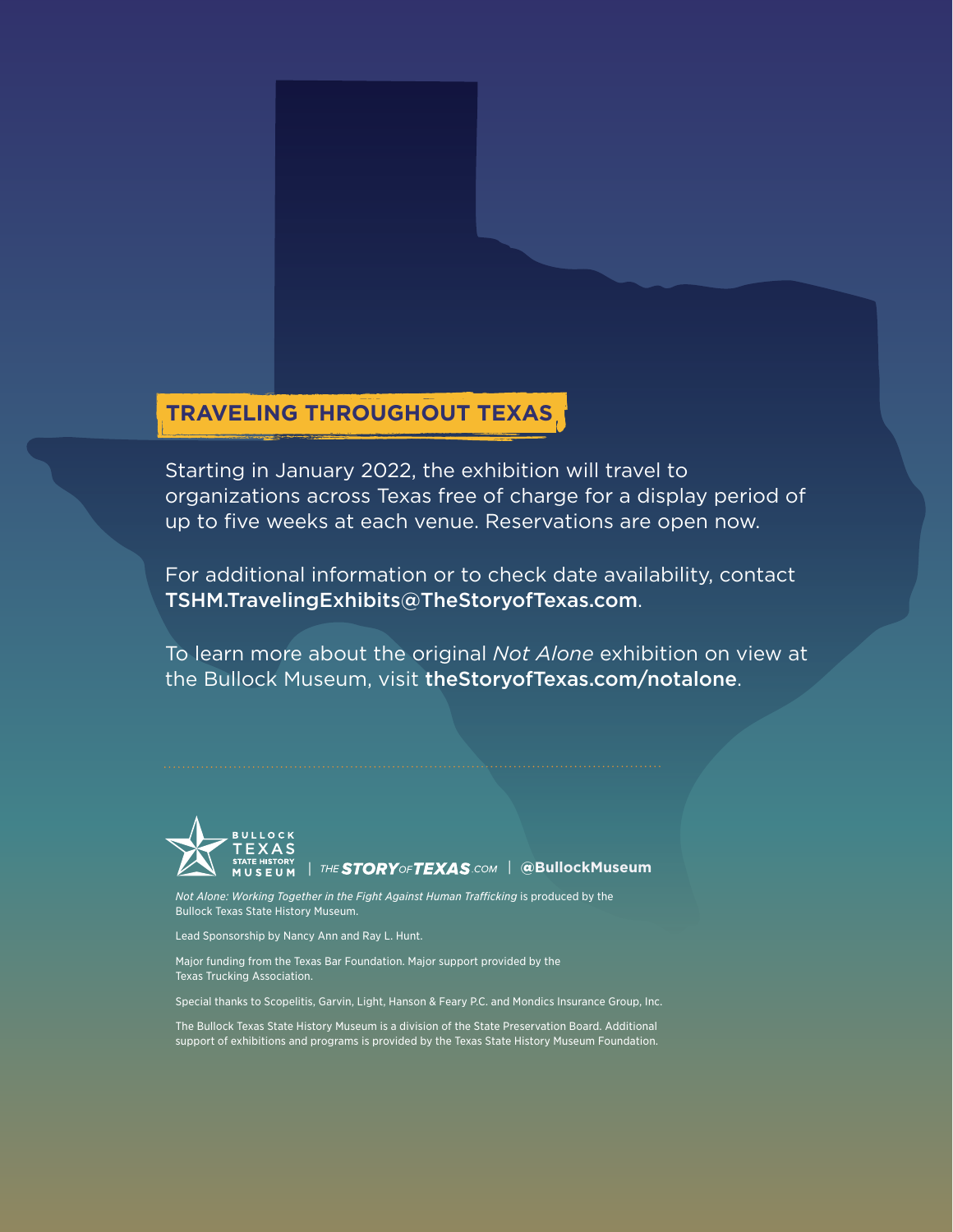## TRAVELING THROUGHOUT TEXAS

Starting in January 2022, the exhibition will travel to organizations across Texas free of charge for a display period of up to five weeks at each venue. Reservations are open now.

For additional information or to check date availability, contact **TSHM.TravelingExhibits@TheStoryofTexas.com**.

To learn more about the original *Not Alone* exhibition on view at the Bullock Museum, visit **theStoryofTexas.com/notalone**.

BULLOCK TEXAS STATE HISTORY MUSEUM | THE STORY OF TEXAS .COM | @BullockMuseum

*Not Alone: Working Together in the Fight Against Human Trafficking* is produced by the Bullock Texas State History Museum.

Lead Sponsorship by Nancy Ann and Ray L. Hunt.

Major funding from the Texas Bar Foundation. Major support provided by the Texas Trucking Association.

Special thanks to Scopelitis, Garvin, Light, Hanson & Feary P.C. and Mondics Insurance Group, Inc.

The Bullock Texas State History Museum is a division of the State Preservation Board. Additional support of exhibitions and programs is provided by the Texas State History Museum Foundation.